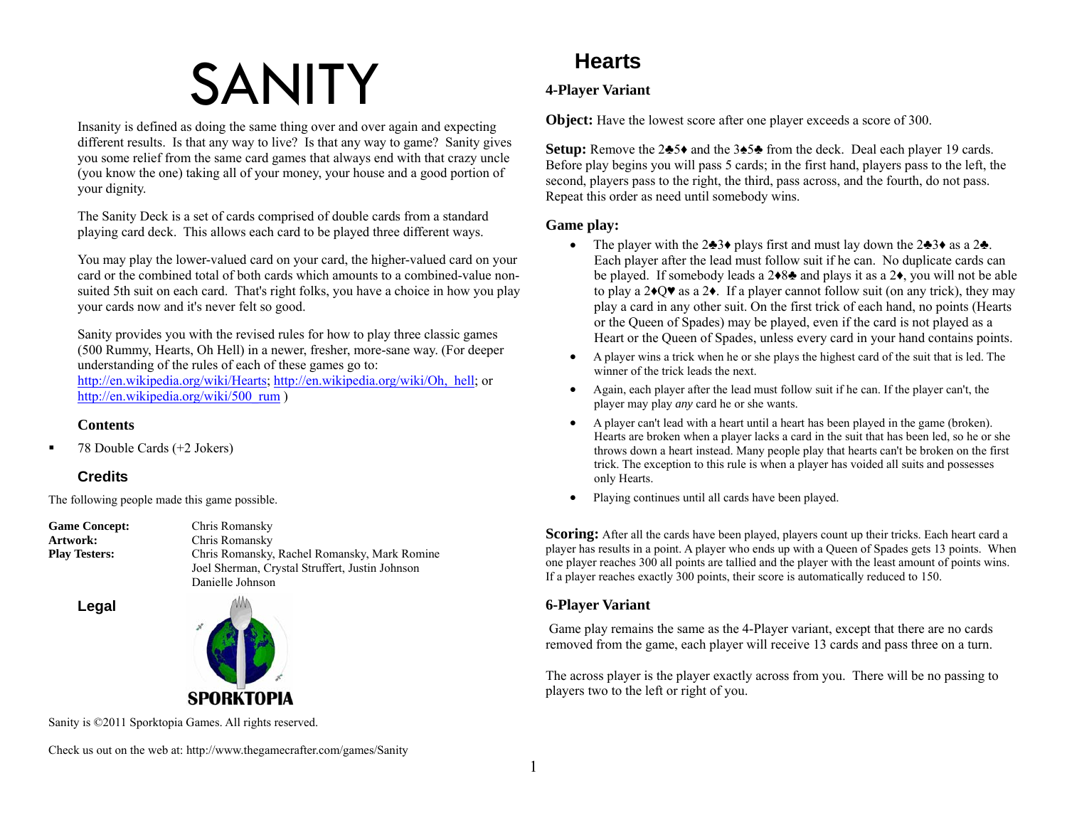# SANITY

Insanity is defined as doing the same thing over and over again and expecting different results. Is that any way to live? Is that any way to game? Sanity gives you some relief from the same card games that always end with that crazy uncle (you know the one) taking all of your money, your house and a good portion of your dignity.

The Sanity Deck is a set of cards comprised of double cards from a standard playing card deck. This allows each card to be played three different ways.

You may play the lower-valued card on your card, the higher-valued card on your card or the combined total of both cards which amounts to a combined-value non-suited 5th suit on each card. That's right folks, you have a choice in how you play your cards now and it's never felt so good.

Sanity provides you with the revised rules for how to play three classic games (500 Rummy, Hearts, Oh Hell) in a newer, fresher, more-sane way. (For deeper understanding of the rules of each of these games go to: http://en.wikipedia.org/wiki/Hearts; http://en.wikipedia.org/wiki/Oh,_hell; or http://en.wikipedia.org/wiki/500_rum )

### Contents

- 78 Double Cards (+2 Jokers)

### Credits

The following people made this game possible.

**Game Concept:** Chris Romansky
**Artwork:** Chris Romansky
**Play Testers:** Chris Romansky, Rachel Romansky, Mark Romine, Joel Sherman, Crystal Struffert, Justin Johnson, Danielle Johnson

### Legal

SPORKTOPIA

Sanity is ©2011 Sporktopia Games. All rights reserved.

Check us out on the web at: http://www.thegamecrafter.com/games/Sanity

## Hearts

### 4-Player Variant

**Object:** Have the lowest score after one player exceeds a score of 300.

**Setup:** Remove the 2♣5♦ and the 3♠5♣ from the deck. Deal each player 19 cards. Before play begins you will pass 5 cards; in the first hand, players pass to the left, the second, players pass to the right, the third, pass across, and the fourth, do not pass. Repeat this order as need until somebody wins.

### Game play:

- The player with the 2♣3♦ plays first and must lay down the 2♣3♦ as a 2♣. Each player after the lead must follow suit if he can. No duplicate cards can be played. If somebody leads a 2♦8♣ and plays it as a 2♦, you will not be able to play a 2♦Q♥ as a 2♦. If a player cannot follow suit (on any trick), they may play a card in any other suit. On the first trick of each hand, no points (Hearts or the Queen of Spades) may be played, even if the card is not played as a Heart or the Queen of Spades, unless every card in your hand contains points.
- A player wins a trick when he or she plays the highest card of the suit that is led. The winner of the trick leads the next.
- Again, each player after the lead must follow suit if he can. If the player can't, the player may play *any* card he or she wants.
- A player can't lead with a heart until a heart has been played in the game (broken). Hearts are broken when a player lacks a card in the suit that has been led, so he or she throws down a heart instead. Many people play that hearts can't be broken on the first trick. The exception to this rule is when a player has voided all suits and possesses only Hearts.
- Playing continues until all cards have been played.

**Scoring:** After all the cards have been played, players count up their tricks. Each heart card a player has results in a point. A player who ends up with a Queen of Spades gets 13 points. When one player reaches 300 all points are tallied and the player with the least amount of points wins. If a player reaches exactly 300 points, their score is automatically reduced to 150.

### 6-Player Variant

Game play remains the same as the 4-Player variant, except that there are no cards removed from the game, each player will receive 13 cards and pass three on a turn.

The across player is the player exactly across from you. There will be no passing to players two to the left or right of you.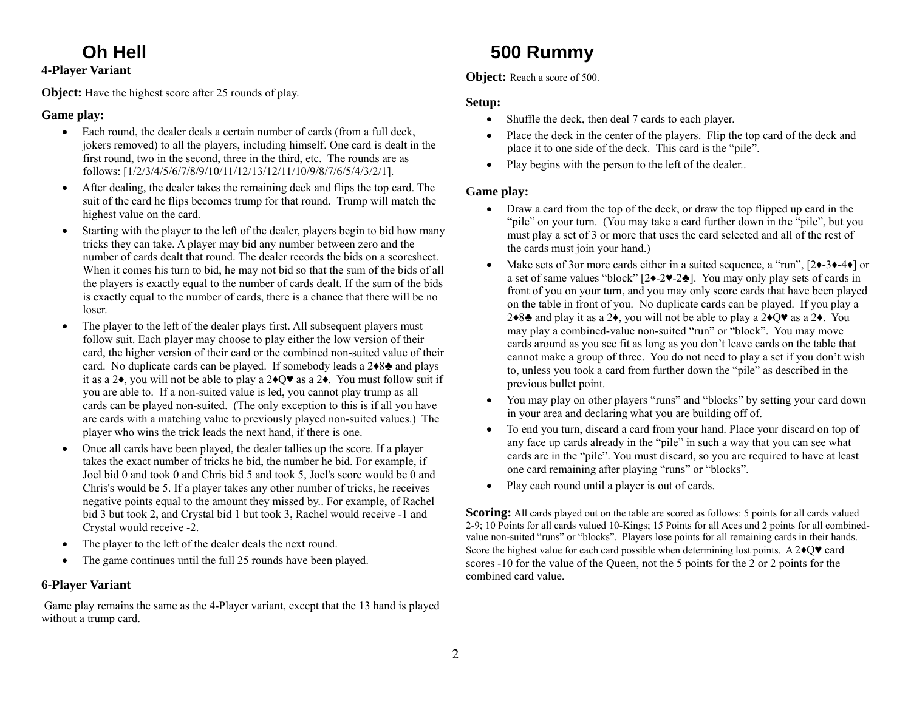# Oh Hell

### 4-Player Variant

**Object:** Have the highest score after 25 rounds of play.

### Game play:

- Each round, the dealer deals a certain number of cards (from a full deck, jokers removed) to all the players, including himself. One card is dealt in the first round, two in the second, three in the third, etc. The rounds are as follows: [1/2/3/4/5/6/7/8/9/10/11/12/13/12/11/10/9/8/7/6/5/4/3/2/1].
- After dealing, the dealer takes the remaining deck and flips the top card. The suit of the card he flips becomes trump for that round. Trump will match the highest value on the card.
- Starting with the player to the left of the dealer, players begin to bid how many tricks they can take. A player may bid any number between zero and the number of cards dealt that round. The dealer records the bids on a scoresheet. When it comes his turn to bid, he may not bid so that the sum of the bids of all the players is exactly equal to the number of cards dealt. If the sum of the bids is exactly equal to the number of cards, there is a chance that there will be no loser.
- The player to the left of the dealer plays first. All subsequent players must follow suit. Each player may choose to play either the low version of their card, the higher version of their card or the combined non-suited value of their card. No duplicate cards can be played. If somebody leads a 2♦8♣ and plays it as a 2♦, you will not be able to play a 2♦Q♥ as a 2♦. You must follow suit if you are able to. If a non-suited value is led, you cannot play trump as all cards can be played non-suited. (The only exception to this is if all you have are cards with a matching value to previously played non-suited values.) The player who wins the trick leads the next hand, if there is one.
- Once all cards have been played, the dealer tallies up the score. If a player takes the exact number of tricks he bid, the number he bid. For example, if Joel bid 0 and took 0 and Chris bid 5 and took 5, Joel's score would be 0 and Chris's would be 5. If a player takes any other number of tricks, he receives negative points equal to the amount they missed by.. For example, of Rachel bid 3 but took 2, and Crystal bid 1 but took 3, Rachel would receive -1 and Crystal would receive -2.
- The player to the left of the dealer deals the next round.
- The game continues until the full 25 rounds have been played.

### 6-Player Variant

Game play remains the same as the 4-Player variant, except that the 13 hand is played without a trump card.

# 500 Rummy

**Object:** Reach a score of 500.

### Setup:

- Shuffle the deck, then deal 7 cards to each player.
- Place the deck in the center of the players. Flip the top card of the deck and place it to one side of the deck. This card is the "pile".
- Play begins with the person to the left of the dealer..

### Game play:

- Draw a card from the top of the deck, or draw the top flipped up card in the "pile" on your turn. (You may take a card further down in the "pile", but you must play a set of 3 or more that uses the card selected and all of the rest of the cards must join your hand.)
- Make sets of 3or more cards either in a suited sequence, a "run", [2♦-3♦-4♦] or a set of same values "block" [2♦-2♥-2♣]. You may only play sets of cards in front of you on your turn, and you may only score cards that have been played on the table in front of you. No duplicate cards can be played. If you play a 2♦8♣ and play it as a 2♦, you will not be able to play a 2♦Q♥ as a 2♦. You may play a combined-value non-suited "run" or "block". You may move cards around as you see fit as long as you don't leave cards on the table that cannot make a group of three. You do not need to play a set if you don't wish to, unless you took a card from further down the "pile" as described in the previous bullet point.
- You may play on other players "runs" and "blocks" by setting your card down in your area and declaring what you are building off of.
- To end you turn, discard a card from your hand. Place your discard on top of any face up cards already in the "pile" in such a way that you can see what cards are in the "pile". You must discard, so you are required to have at least one card remaining after playing "runs" or "blocks".
- Play each round until a player is out of cards.

**Scoring:** All cards played out on the table are scored as follows: 5 points for all cards valued 2-9; 10 Points for all cards valued 10-Kings; 15 Points for all Aces and 2 points for all combined-value non-suited "runs" or "blocks". Players lose points for all remaining cards in their hands. Score the highest value for each card possible when determining lost points. A 2♦Q♥ card scores -10 for the value of the Queen, not the 5 points for the 2 or 2 points for the combined card value.